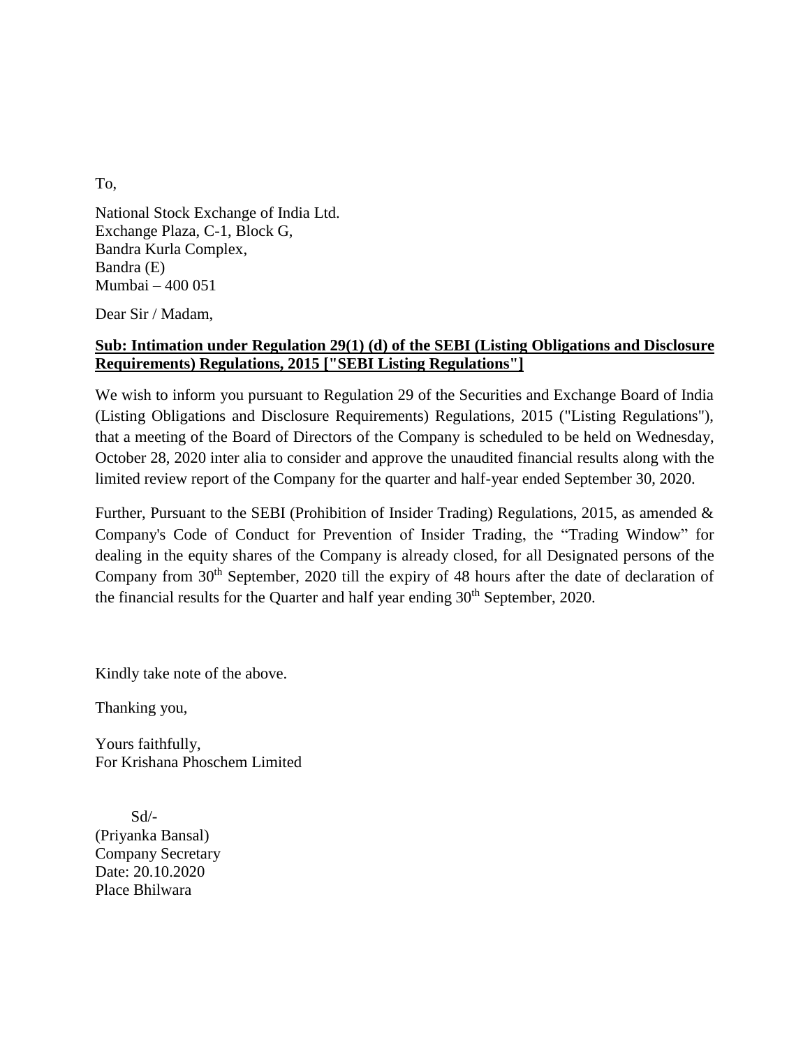To,

National Stock Exchange of India Ltd.
Exchange Plaza, C-1, Block G,
Bandra Kurla Complex,
Bandra (E)
Mumbai – 400 051

Dear Sir / Madam,

**Sub: Intimation under Regulation 29(1) (d) of the SEBI (Listing Obligations and Disclosure Requirements) Regulations, 2015 ["SEBI Listing Regulations"]**

We wish to inform you pursuant to Regulation 29 of the Securities and Exchange Board of India (Listing Obligations and Disclosure Requirements) Regulations, 2015 ("Listing Regulations"), that a meeting of the Board of Directors of the Company is scheduled to be held on Wednesday, October 28, 2020 inter alia to consider and approve the unaudited financial results along with the limited review report of the Company for the quarter and half-year ended September 30, 2020.

Further, Pursuant to the SEBI (Prohibition of Insider Trading) Regulations, 2015, as amended & Company's Code of Conduct for Prevention of Insider Trading, the "Trading Window" for dealing in the equity shares of the Company is already closed, for all Designated persons of the Company from 30th September, 2020 till the expiry of 48 hours after the date of declaration of the financial results for the Quarter and half year ending 30th September, 2020.

Kindly take note of the above.

Thanking you,

Yours faithfully,
For Krishana Phoschem Limited

Sd/-
(Priyanka Bansal)
Company Secretary
Date: 20.10.2020
Place Bhilwara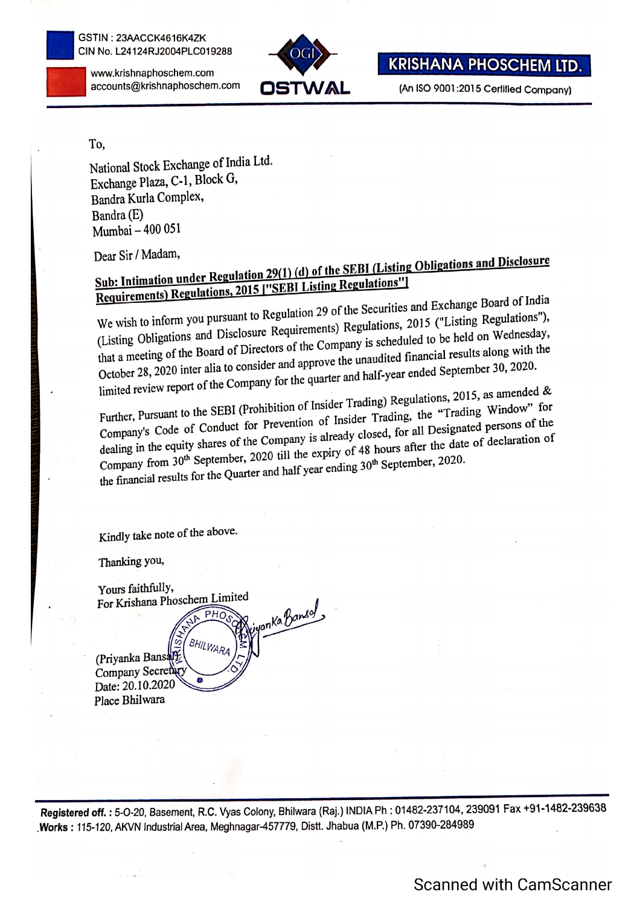GSTIN : 23AACCK4616K4ZK
CIN No. L24124RJ2004PLC019288

www.krishnaphoschem.com
accounts@krishnaphoschem.com

OSTWAL

**KRISHANA PHOSCHEM LTD.**

(An ISO 9001:2015 Certified Company)

---

To,

National Stock Exchange of India Ltd.
Exchange Plaza, C-1, Block G,
Bandra Kurla Complex,
Bandra (E)
Mumbai – 400 051

Dear Sir / Madam,

**Sub: Intimation under Regulation 29(1) (d) of the SEBI (Listing Obligations and Disclosure Requirements) Regulations, 2015 ["SEBI Listing Regulations"]**

We wish to inform you pursuant to Regulation 29 of the Securities and Exchange Board of India (Listing Obligations and Disclosure Requirements) Regulations, 2015 ("Listing Regulations"), that a meeting of the Board of Directors of the Company is scheduled to be held on Wednesday, October 28, 2020 inter alia to consider and approve the unaudited financial results along with the limited review report of the Company for the quarter and half-year ended September 30, 2020.

Further, Pursuant to the SEBI (Prohibition of Insider Trading) Regulations, 2015, as amended & Company's Code of Conduct for Prevention of Insider Trading, the "Trading Window" for dealing in the equity shares of the Company is already closed, for all Designated persons of the Company from 30th September, 2020 till the expiry of 48 hours after the date of declaration of the financial results for the Quarter and half year ending 30th September, 2020.

Kindly take note of the above.

Thanking you,

Yours faithfully,
For Krishana Phoschem Limited

(Priyanka Bansal)
Company Secretary
Date: 20.10.2020
Place Bhilwara

---

**Registered off. :** 5-O-20, Basement, R.C. Vyas Colony, Bhilwara (Raj.) INDIA Ph : 01482-237104, 239091 Fax +91-1482-239638
**Works :** 115-120, AKVN Industrial Area, Meghnagar-457779, Distt. Jhabua (M.P.) Ph. 07390-284989